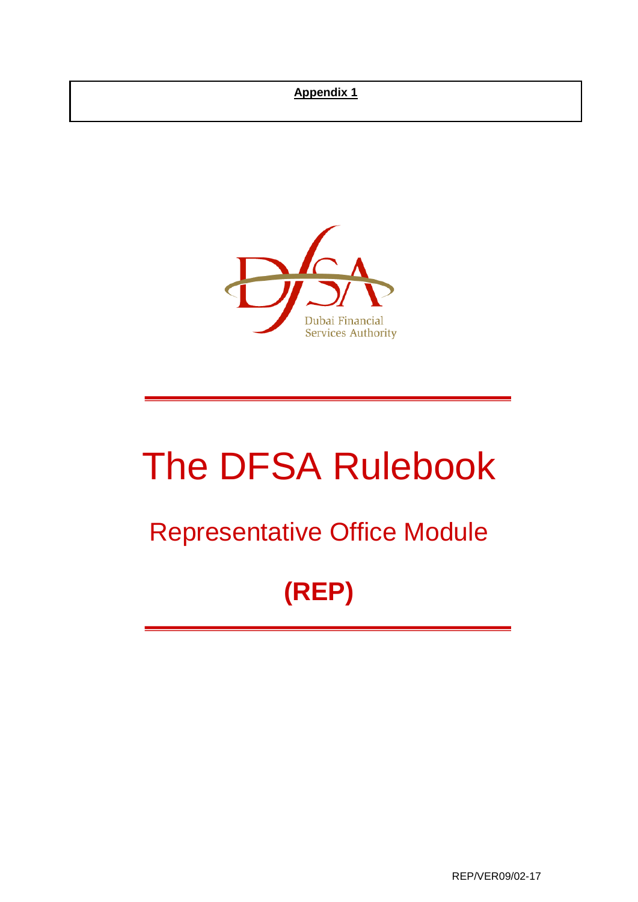**Appendix 1**

Dubai Financial Services Authority

# The DFSA Rulebook

## Representative Office Module

## (REP)

REP/VER09/02-17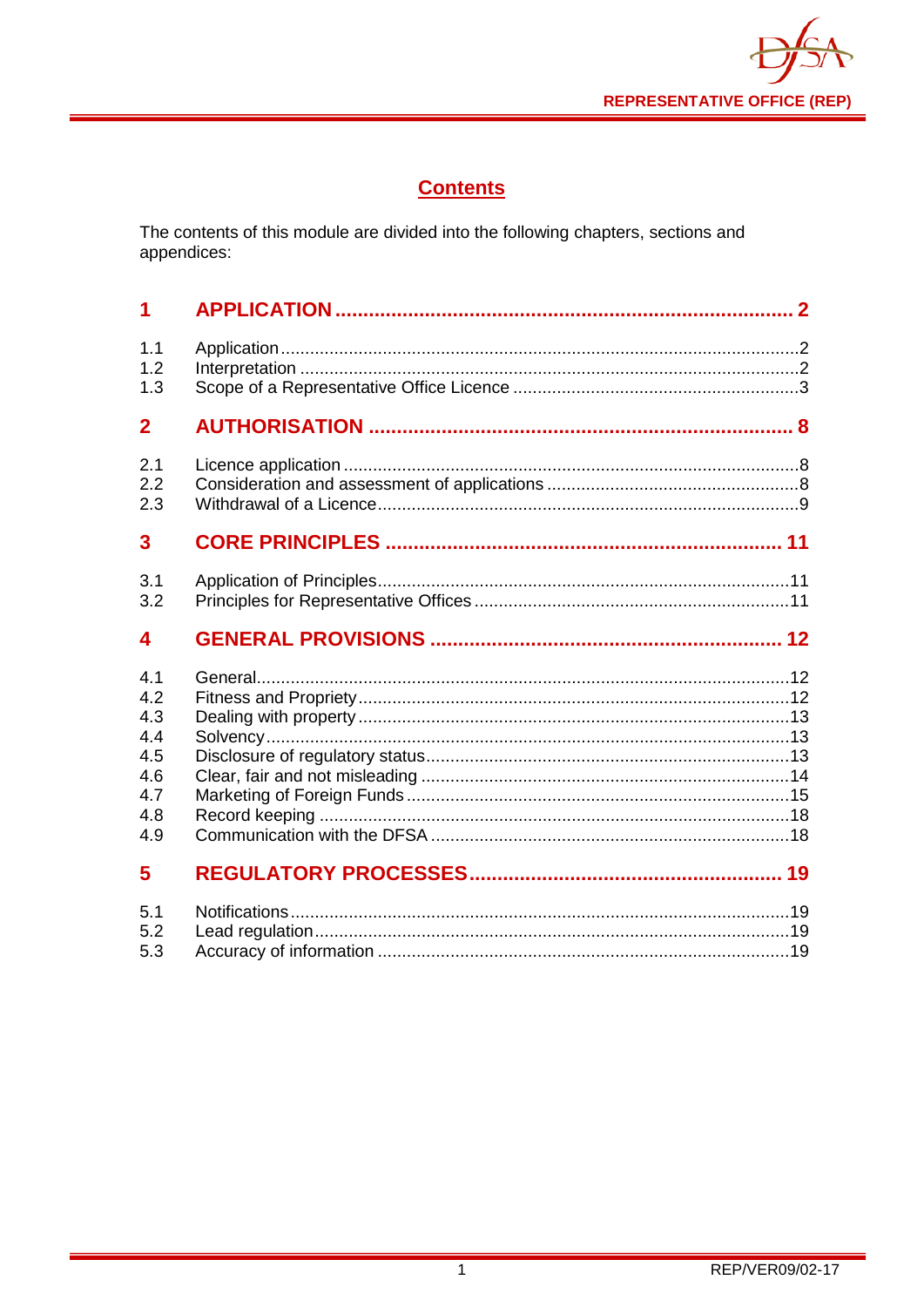# Contents

The contents of this module are divided into the following chapters, sections and appendices:

| | | |
|---|---|---|
| **1** | **APPLICATION** | **2** |
| 1.1 | Application | 2 |
| 1.2 | Interpretation | 2 |
| 1.3 | Scope of a Representative Office Licence | 3 |
| **2** | **AUTHORISATION** | **8** |
| 2.1 | Licence application | 8 |
| 2.2 | Consideration and assessment of applications | 8 |
| 2.3 | Withdrawal of a Licence | 9 |
| **3** | **CORE PRINCIPLES** | **11** |
| 3.1 | Application of Principles | 11 |
| 3.2 | Principles for Representative Offices | 11 |
| **4** | **GENERAL PROVISIONS** | **12** |
| 4.1 | General | 12 |
| 4.2 | Fitness and Propriety | 12 |
| 4.3 | Dealing with property | 13 |
| 4.4 | Solvency | 13 |
| 4.5 | Disclosure of regulatory status | 13 |
| 4.6 | Clear, fair and not misleading | 14 |
| 4.7 | Marketing of Foreign Funds | 15 |
| 4.8 | Record keeping | 18 |
| 4.9 | Communication with the DFSA | 18 |
| **5** | **REGULATORY PROCESSES** | **19** |
| 5.1 | Notifications | 19 |
| 5.2 | Lead regulation | 19 |
| 5.3 | Accuracy of information | 19 |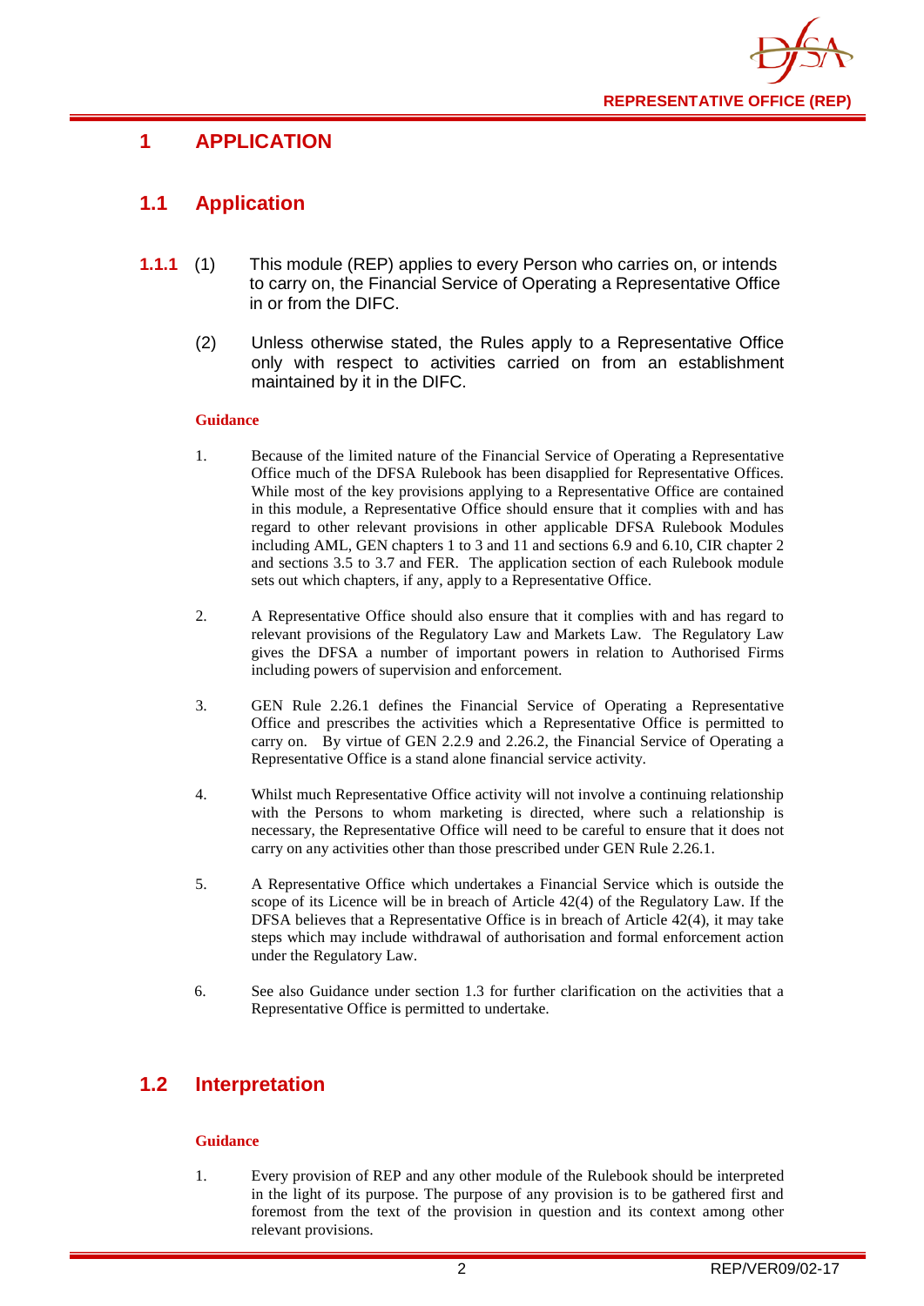# 1 APPLICATION

## 1.1 Application

**1.1.1** (1) This module (REP) applies to every Person who carries on, or intends to carry on, the Financial Service of Operating a Representative Office in or from the DIFC.

(2) Unless otherwise stated, the Rules apply to a Representative Office only with respect to activities carried on from an establishment maintained by it in the DIFC.

**Guidance**

1. Because of the limited nature of the Financial Service of Operating a Representative Office much of the DFSA Rulebook has been disapplied for Representative Offices. While most of the key provisions applying to a Representative Office are contained in this module, a Representative Office should ensure that it complies with and has regard to other relevant provisions in other applicable DFSA Rulebook Modules including AML, GEN chapters 1 to 3 and 11 and sections 6.9 and 6.10, CIR chapter 2 and sections 3.5 to 3.7 and FER. The application section of each Rulebook module sets out which chapters, if any, apply to a Representative Office.

2. A Representative Office should also ensure that it complies with and has regard to relevant provisions of the Regulatory Law and Markets Law. The Regulatory Law gives the DFSA a number of important powers in relation to Authorised Firms including powers of supervision and enforcement.

3. GEN Rule 2.26.1 defines the Financial Service of Operating a Representative Office and prescribes the activities which a Representative Office is permitted to carry on. By virtue of GEN 2.2.9 and 2.26.2, the Financial Service of Operating a Representative Office is a stand alone financial service activity.

4. Whilst much Representative Office activity will not involve a continuing relationship with the Persons to whom marketing is directed, where such a relationship is necessary, the Representative Office will need to be careful to ensure that it does not carry on any activities other than those prescribed under GEN Rule 2.26.1.

5. A Representative Office which undertakes a Financial Service which is outside the scope of its Licence will be in breach of Article 42(4) of the Regulatory Law. If the DFSA believes that a Representative Office is in breach of Article 42(4), it may take steps which may include withdrawal of authorisation and formal enforcement action under the Regulatory Law.

6. See also Guidance under section 1.3 for further clarification on the activities that a Representative Office is permitted to undertake.

## 1.2 Interpretation

**Guidance**

1. Every provision of REP and any other module of the Rulebook should be interpreted in the light of its purpose. The purpose of any provision is to be gathered first and foremost from the text of the provision in question and its context among other relevant provisions.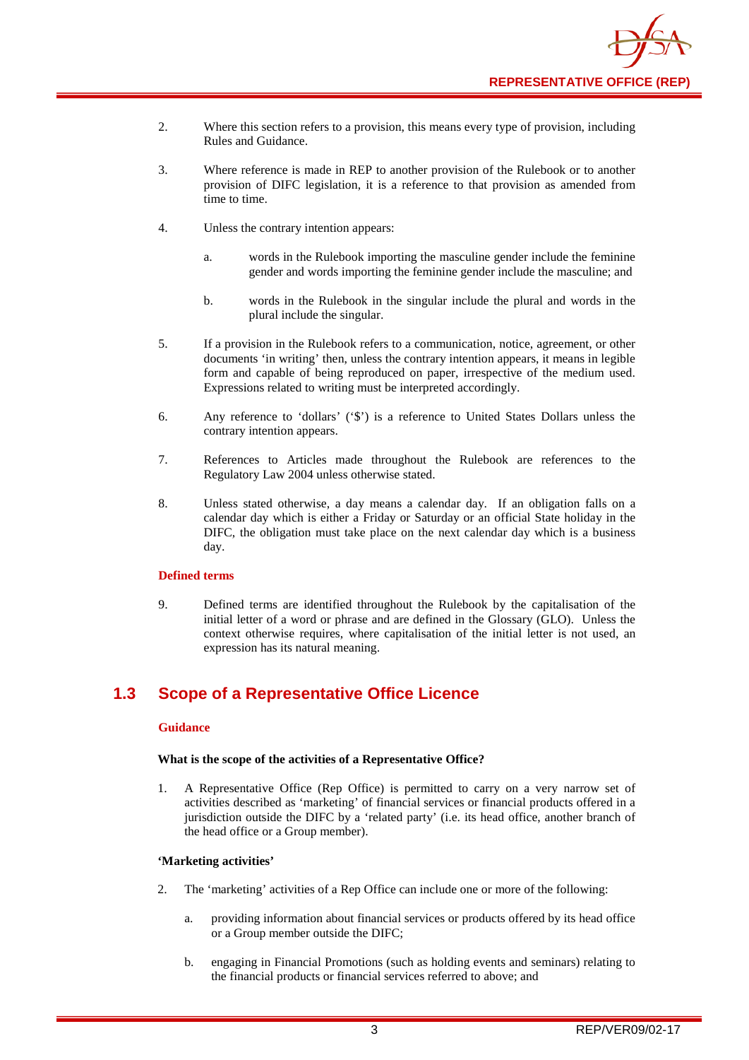2. Where this section refers to a provision, this means every type of provision, including Rules and Guidance.

3. Where reference is made in REP to another provision of the Rulebook or to another provision of DIFC legislation, it is a reference to that provision as amended from time to time.

4. Unless the contrary intention appears:

   a. words in the Rulebook importing the masculine gender include the feminine gender and words importing the feminine gender include the masculine; and

   b. words in the Rulebook in the singular include the plural and words in the plural include the singular.

5. If a provision in the Rulebook refers to a communication, notice, agreement, or other documents 'in writing' then, unless the contrary intention appears, it means in legible form and capable of being reproduced on paper, irrespective of the medium used. Expressions related to writing must be interpreted accordingly.

6. Any reference to 'dollars' ('$') is a reference to United States Dollars unless the contrary intention appears.

7. References to Articles made throughout the Rulebook are references to the Regulatory Law 2004 unless otherwise stated.

8. Unless stated otherwise, a day means a calendar day. If an obligation falls on a calendar day which is either a Friday or Saturday or an official State holiday in the DIFC, the obligation must take place on the next calendar day which is a business day.

**Defined terms**

9. Defined terms are identified throughout the Rulebook by the capitalisation of the initial letter of a word or phrase and are defined in the Glossary (GLO). Unless the context otherwise requires, where capitalisation of the initial letter is not used, an expression has its natural meaning.

## 1.3 Scope of a Representative Office Licence

**Guidance**

**What is the scope of the activities of a Representative Office?**

1. A Representative Office (Rep Office) is permitted to carry on a very narrow set of activities described as 'marketing' of financial services or financial products offered in a jurisdiction outside the DIFC by a 'related party' (i.e. its head office, another branch of the head office or a Group member).

**'Marketing activities'**

2. The 'marketing' activities of a Rep Office can include one or more of the following:

   a. providing information about financial services or products offered by its head office or a Group member outside the DIFC;

   b. engaging in Financial Promotions (such as holding events and seminars) relating to the financial products or financial services referred to above; and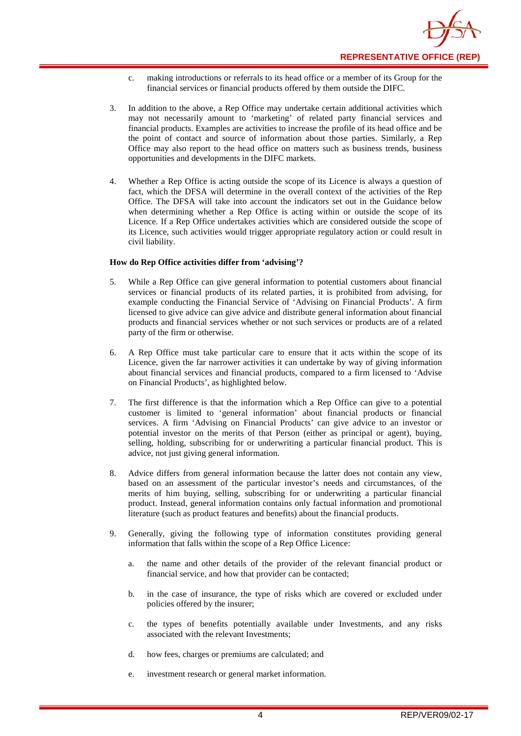c. making introductions or referrals to its head office or a member of its Group for the financial services or financial products offered by them outside the DIFC.

3. In addition to the above, a Rep Office may undertake certain additional activities which may not necessarily amount to 'marketing' of related party financial services and financial products. Examples are activities to increase the profile of its head office and be the point of contact and source of information about those parties. Similarly, a Rep Office may also report to the head office on matters such as business trends, business opportunities and developments in the DIFC markets.

4. Whether a Rep Office is acting outside the scope of its Licence is always a question of fact, which the DFSA will determine in the overall context of the activities of the Rep Office. The DFSA will take into account the indicators set out in the Guidance below when determining whether a Rep Office is acting within or outside the scope of its Licence. If a Rep Office undertakes activities which are considered outside the scope of its Licence, such activities would trigger appropriate regulatory action or could result in civil liability.

**How do Rep Office activities differ from 'advising'?**

5. While a Rep Office can give general information to potential customers about financial services or financial products of its related parties, it is prohibited from advising, for example conducting the Financial Service of 'Advising on Financial Products'. A firm licensed to give advice can give advice and distribute general information about financial products and financial services whether or not such services or products are of a related party of the firm or otherwise.

6. A Rep Office must take particular care to ensure that it acts within the scope of its Licence, given the far narrower activities it can undertake by way of giving information about financial services and financial products, compared to a firm licensed to 'Advise on Financial Products', as highlighted below.

7. The first difference is that the information which a Rep Office can give to a potential customer is limited to 'general information' about financial products or financial services. A firm 'Advising on Financial Products' can give advice to an investor or potential investor on the merits of that Person (either as principal or agent), buying, selling, holding, subscribing for or underwriting a particular financial product. This is advice, not just giving general information.

8. Advice differs from general information because the latter does not contain any view, based on an assessment of the particular investor's needs and circumstances, of the merits of him buying, selling, subscribing for or underwriting a particular financial product. Instead, general information contains only factual information and promotional literature (such as product features and benefits) about the financial products.

9. Generally, giving the following type of information constitutes providing general information that falls within the scope of a Rep Office Licence:

   a. the name and other details of the provider of the relevant financial product or financial service, and how that provider can be contacted;

   b. in the case of insurance, the type of risks which are covered or excluded under policies offered by the insurer;

   c. the types of benefits potentially available under Investments, and any risks associated with the relevant Investments;

   d. how fees, charges or premiums are calculated; and

   e. investment research or general market information.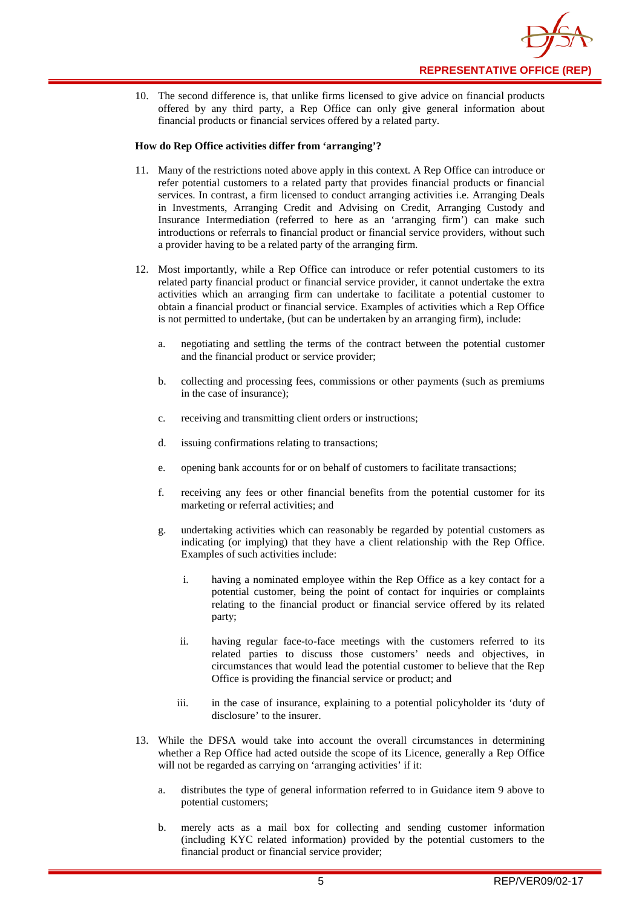10. The second difference is, that unlike firms licensed to give advice on financial products offered by any third party, a Rep Office can only give general information about financial products or financial services offered by a related party.

**How do Rep Office activities differ from 'arranging'?**

11. Many of the restrictions noted above apply in this context. A Rep Office can introduce or refer potential customers to a related party that provides financial products or financial services. In contrast, a firm licensed to conduct arranging activities i.e. Arranging Deals in Investments, Arranging Credit and Advising on Credit, Arranging Custody and Insurance Intermediation (referred to here as an 'arranging firm') can make such introductions or referrals to financial product or financial service providers, without such a provider having to be a related party of the arranging firm.

12. Most importantly, while a Rep Office can introduce or refer potential customers to its related party financial product or financial service provider, it cannot undertake the extra activities which an arranging firm can undertake to facilitate a potential customer to obtain a financial product or financial service. Examples of activities which a Rep Office is not permitted to undertake, (but can be undertaken by an arranging firm), include:

    a. negotiating and settling the terms of the contract between the potential customer and the financial product or service provider;

    b. collecting and processing fees, commissions or other payments (such as premiums in the case of insurance);

    c. receiving and transmitting client orders or instructions;

    d. issuing confirmations relating to transactions;

    e. opening bank accounts for or on behalf of customers to facilitate transactions;

    f. receiving any fees or other financial benefits from the potential customer for its marketing or referral activities; and

    g. undertaking activities which can reasonably be regarded by potential customers as indicating (or implying) that they have a client relationship with the Rep Office. Examples of such activities include:

        i. having a nominated employee within the Rep Office as a key contact for a potential customer, being the point of contact for inquiries or complaints relating to the financial product or financial service offered by its related party;

        ii. having regular face-to-face meetings with the customers referred to its related parties to discuss those customers' needs and objectives, in circumstances that would lead the potential customer to believe that the Rep Office is providing the financial service or product; and

        iii. in the case of insurance, explaining to a potential policyholder its 'duty of disclosure' to the insurer.

13. While the DFSA would take into account the overall circumstances in determining whether a Rep Office had acted outside the scope of its Licence, generally a Rep Office will not be regarded as carrying on 'arranging activities' if it:

    a. distributes the type of general information referred to in Guidance item 9 above to potential customers;

    b. merely acts as a mail box for collecting and sending customer information (including KYC related information) provided by the potential customers to the financial product or financial service provider;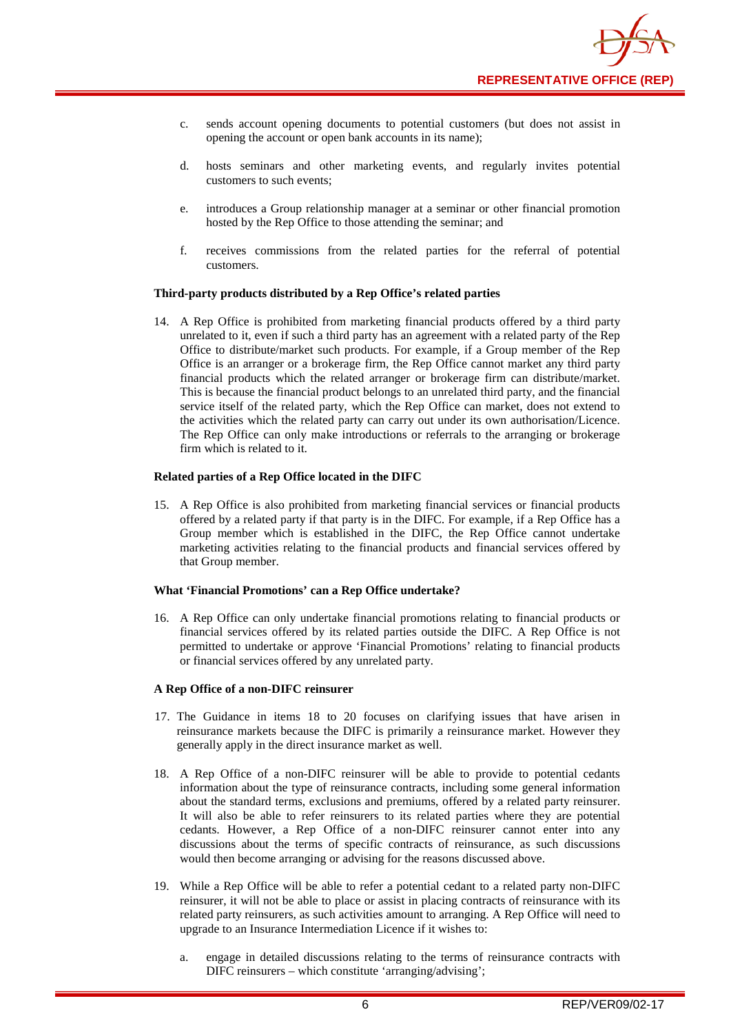c. sends account opening documents to potential customers (but does not assist in opening the account or open bank accounts in its name);

d. hosts seminars and other marketing events, and regularly invites potential customers to such events;

e. introduces a Group relationship manager at a seminar or other financial promotion hosted by the Rep Office to those attending the seminar; and

f. receives commissions from the related parties for the referral of potential customers.

**Third-party products distributed by a Rep Office's related parties**

14. A Rep Office is prohibited from marketing financial products offered by a third party unrelated to it, even if such a third party has an agreement with a related party of the Rep Office to distribute/market such products. For example, if a Group member of the Rep Office is an arranger or a brokerage firm, the Rep Office cannot market any third party financial products which the related arranger or brokerage firm can distribute/market. This is because the financial product belongs to an unrelated third party, and the financial service itself of the related party, which the Rep Office can market, does not extend to the activities which the related party can carry out under its own authorisation/Licence. The Rep Office can only make introductions or referrals to the arranging or brokerage firm which is related to it.

**Related parties of a Rep Office located in the DIFC**

15. A Rep Office is also prohibited from marketing financial services or financial products offered by a related party if that party is in the DIFC. For example, if a Rep Office has a Group member which is established in the DIFC, the Rep Office cannot undertake marketing activities relating to the financial products and financial services offered by that Group member.

**What 'Financial Promotions' can a Rep Office undertake?**

16. A Rep Office can only undertake financial promotions relating to financial products or financial services offered by its related parties outside the DIFC. A Rep Office is not permitted to undertake or approve 'Financial Promotions' relating to financial products or financial services offered by any unrelated party.

**A Rep Office of a non-DIFC reinsurer**

17. The Guidance in items 18 to 20 focuses on clarifying issues that have arisen in reinsurance markets because the DIFC is primarily a reinsurance market. However they generally apply in the direct insurance market as well.

18. A Rep Office of a non-DIFC reinsurer will be able to provide to potential cedants information about the type of reinsurance contracts, including some general information about the standard terms, exclusions and premiums, offered by a related party reinsurer. It will also be able to refer reinsurers to its related parties where they are potential cedants. However, a Rep Office of a non-DIFC reinsurer cannot enter into any discussions about the terms of specific contracts of reinsurance, as such discussions would then become arranging or advising for the reasons discussed above.

19. While a Rep Office will be able to refer a potential cedant to a related party non-DIFC reinsurer, it will not be able to place or assist in placing contracts of reinsurance with its related party reinsurers, as such activities amount to arranging. A Rep Office will need to upgrade to an Insurance Intermediation Licence if it wishes to:

    a. engage in detailed discussions relating to the terms of reinsurance contracts with DIFC reinsurers – which constitute 'arranging/advising';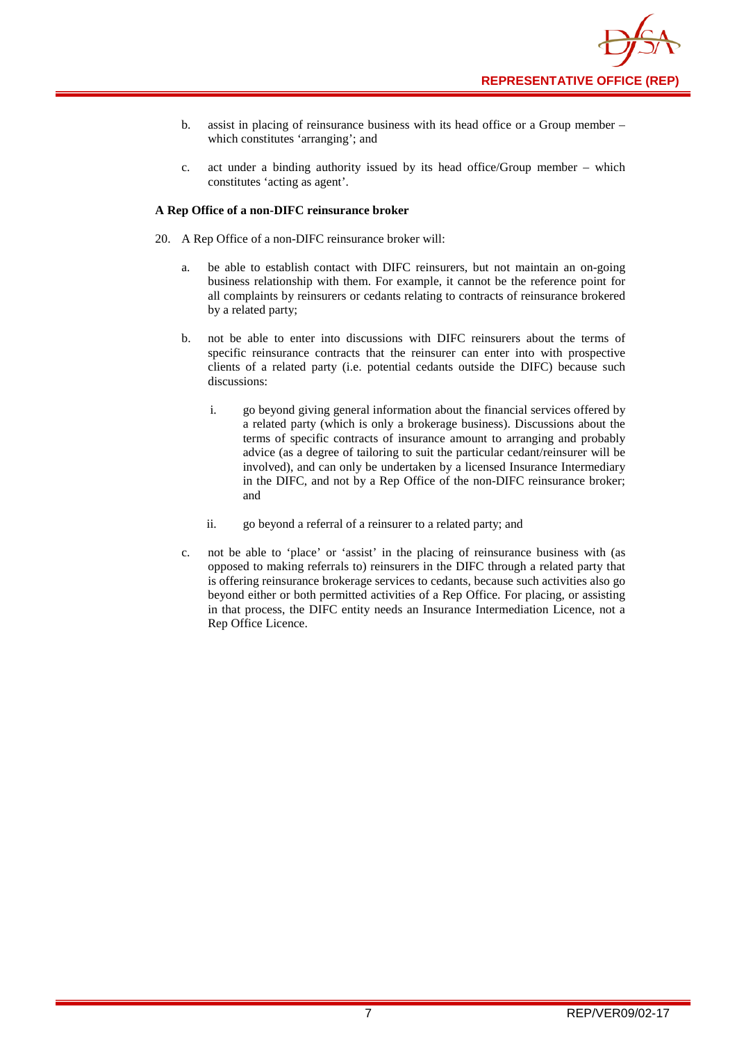b. assist in placing of reinsurance business with its head office or a Group member – which constitutes 'arranging'; and

c. act under a binding authority issued by its head office/Group member – which constitutes 'acting as agent'.

**A Rep Office of a non-DIFC reinsurance broker**

20. A Rep Office of a non-DIFC reinsurance broker will:

    a. be able to establish contact with DIFC reinsurers, but not maintain an on-going business relationship with them. For example, it cannot be the reference point for all complaints by reinsurers or cedants relating to contracts of reinsurance brokered by a related party;

    b. not be able to enter into discussions with DIFC reinsurers about the terms of specific reinsurance contracts that the reinsurer can enter into with prospective clients of a related party (i.e. potential cedants outside the DIFC) because such discussions:

        i. go beyond giving general information about the financial services offered by a related party (which is only a brokerage business). Discussions about the terms of specific contracts of insurance amount to arranging and probably advice (as a degree of tailoring to suit the particular cedant/reinsurer will be involved), and can only be undertaken by a licensed Insurance Intermediary in the DIFC, and not by a Rep Office of the non-DIFC reinsurance broker; and

        ii. go beyond a referral of a reinsurer to a related party; and

    c. not be able to 'place' or 'assist' in the placing of reinsurance business with (as opposed to making referrals to) reinsurers in the DIFC through a related party that is offering reinsurance brokerage services to cedants, because such activities also go beyond either or both permitted activities of a Rep Office. For placing, or assisting in that process, the DIFC entity needs an Insurance Intermediation Licence, not a Rep Office Licence.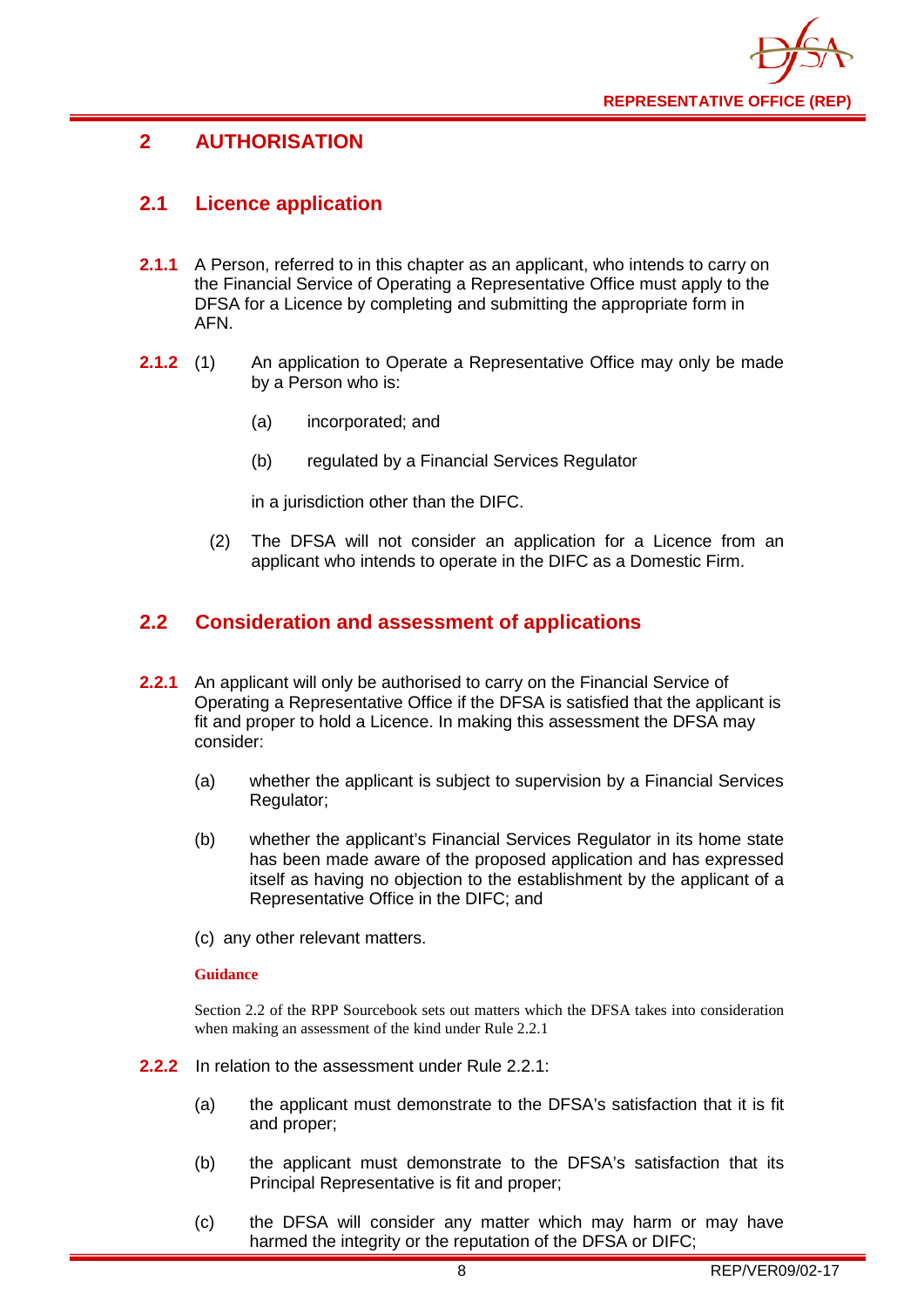# 2 AUTHORISATION

## 2.1 Licence application

**2.1.1** A Person, referred to in this chapter as an applicant, who intends to carry on the Financial Service of Operating a Representative Office must apply to the DFSA for a Licence by completing and submitting the appropriate form in AFN.

**2.1.2** (1) An application to Operate a Representative Office may only be made by a Person who is:

(a) incorporated; and

(b) regulated by a Financial Services Regulator

in a jurisdiction other than the DIFC.

(2) The DFSA will not consider an application for a Licence from an applicant who intends to operate in the DIFC as a Domestic Firm.

## 2.2 Consideration and assessment of applications

**2.2.1** An applicant will only be authorised to carry on the Financial Service of Operating a Representative Office if the DFSA is satisfied that the applicant is fit and proper to hold a Licence. In making this assessment the DFSA may consider:

(a) whether the applicant is subject to supervision by a Financial Services Regulator;

(b) whether the applicant's Financial Services Regulator in its home state has been made aware of the proposed application and has expressed itself as having no objection to the establishment by the applicant of a Representative Office in the DIFC; and

(c) any other relevant matters.

**Guidance**

Section 2.2 of the RPP Sourcebook sets out matters which the DFSA takes into consideration when making an assessment of the kind under Rule 2.2.1

**2.2.2** In relation to the assessment under Rule 2.2.1:

(a) the applicant must demonstrate to the DFSA's satisfaction that it is fit and proper;

(b) the applicant must demonstrate to the DFSA's satisfaction that its Principal Representative is fit and proper;

(c) the DFSA will consider any matter which may harm or may have harmed the integrity or the reputation of the DFSA or DIFC;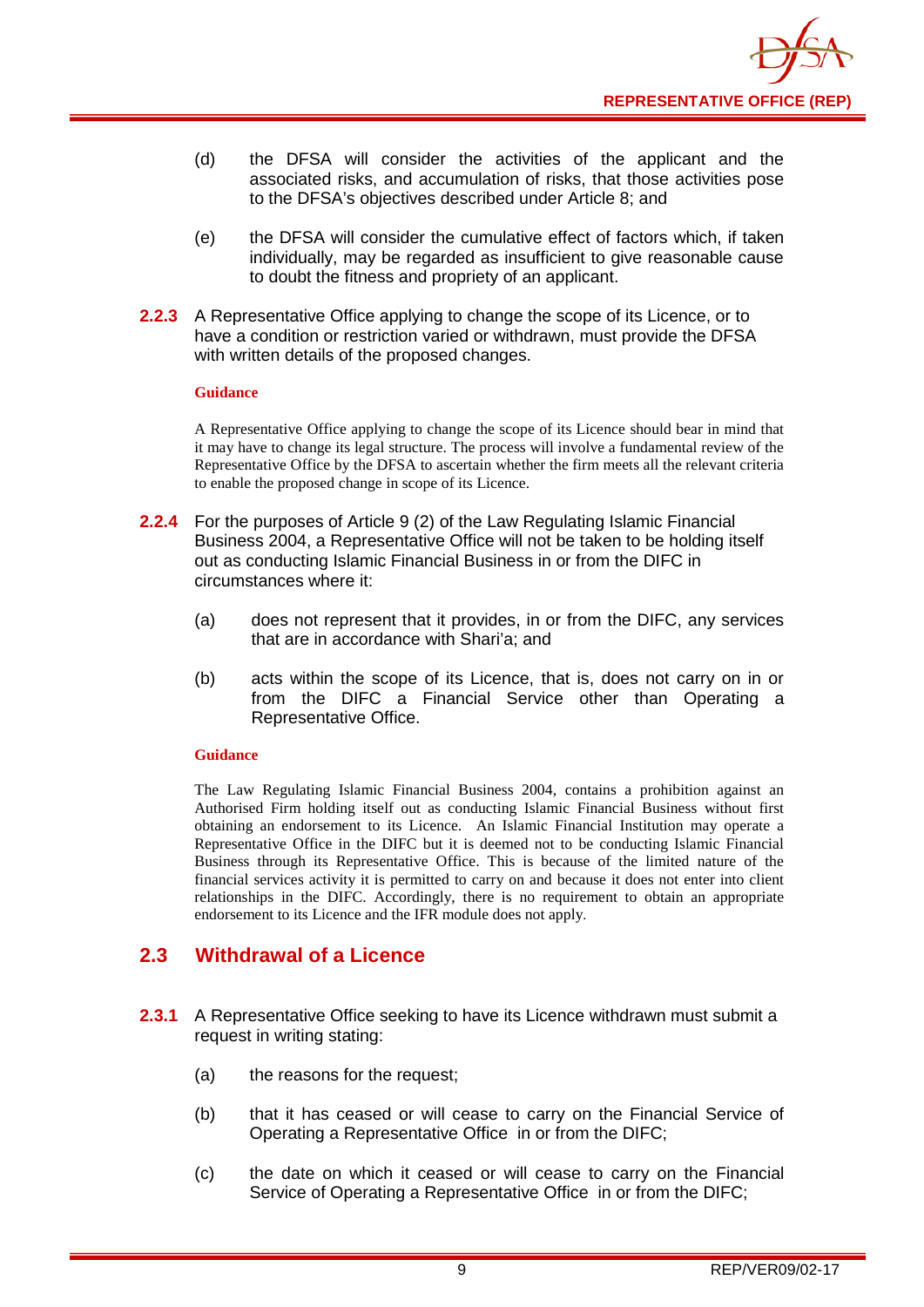(d) the DFSA will consider the activities of the applicant and the associated risks, and accumulation of risks, that those activities pose to the DFSA's objectives described under Article 8; and

(e) the DFSA will consider the cumulative effect of factors which, if taken individually, may be regarded as insufficient to give reasonable cause to doubt the fitness and propriety of an applicant.

**2.2.3** A Representative Office applying to change the scope of its Licence, or to have a condition or restriction varied or withdrawn, must provide the DFSA with written details of the proposed changes.

**Guidance**

A Representative Office applying to change the scope of its Licence should bear in mind that it may have to change its legal structure. The process will involve a fundamental review of the Representative Office by the DFSA to ascertain whether the firm meets all the relevant criteria to enable the proposed change in scope of its Licence.

**2.2.4** For the purposes of Article 9 (2) of the Law Regulating Islamic Financial Business 2004, a Representative Office will not be taken to be holding itself out as conducting Islamic Financial Business in or from the DIFC in circumstances where it:

(a) does not represent that it provides, in or from the DIFC, any services that are in accordance with Shari'a; and

(b) acts within the scope of its Licence, that is, does not carry on in or from the DIFC a Financial Service other than Operating a Representative Office.

**Guidance**

The Law Regulating Islamic Financial Business 2004, contains a prohibition against an Authorised Firm holding itself out as conducting Islamic Financial Business without first obtaining an endorsement to its Licence. An Islamic Financial Institution may operate a Representative Office in the DIFC but it is deemed not to be conducting Islamic Financial Business through its Representative Office. This is because of the limited nature of the financial services activity it is permitted to carry on and because it does not enter into client relationships in the DIFC. Accordingly, there is no requirement to obtain an appropriate endorsement to its Licence and the IFR module does not apply.

## 2.3 Withdrawal of a Licence

**2.3.1** A Representative Office seeking to have its Licence withdrawn must submit a request in writing stating:

(a) the reasons for the request;

(b) that it has ceased or will cease to carry on the Financial Service of Operating a Representative Office in or from the DIFC;

(c) the date on which it ceased or will cease to carry on the Financial Service of Operating a Representative Office in or from the DIFC;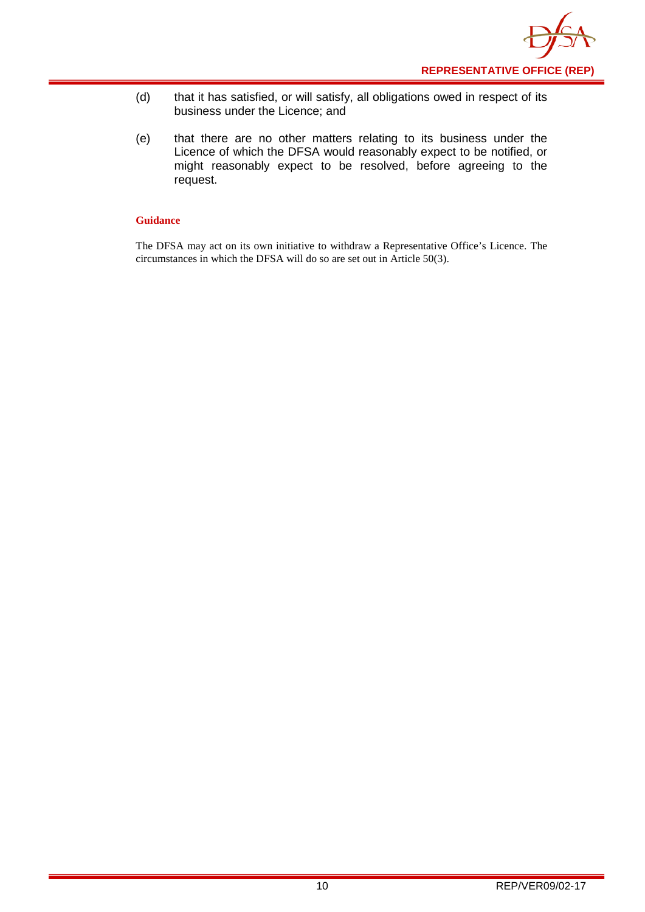(d) that it has satisfied, or will satisfy, all obligations owed in respect of its business under the Licence; and

(e) that there are no other matters relating to its business under the Licence of which the DFSA would reasonably expect to be notified, or might reasonably expect to be resolved, before agreeing to the request.

**Guidance**

The DFSA may act on its own initiative to withdraw a Representative Office's Licence. The circumstances in which the DFSA will do so are set out in Article 50(3).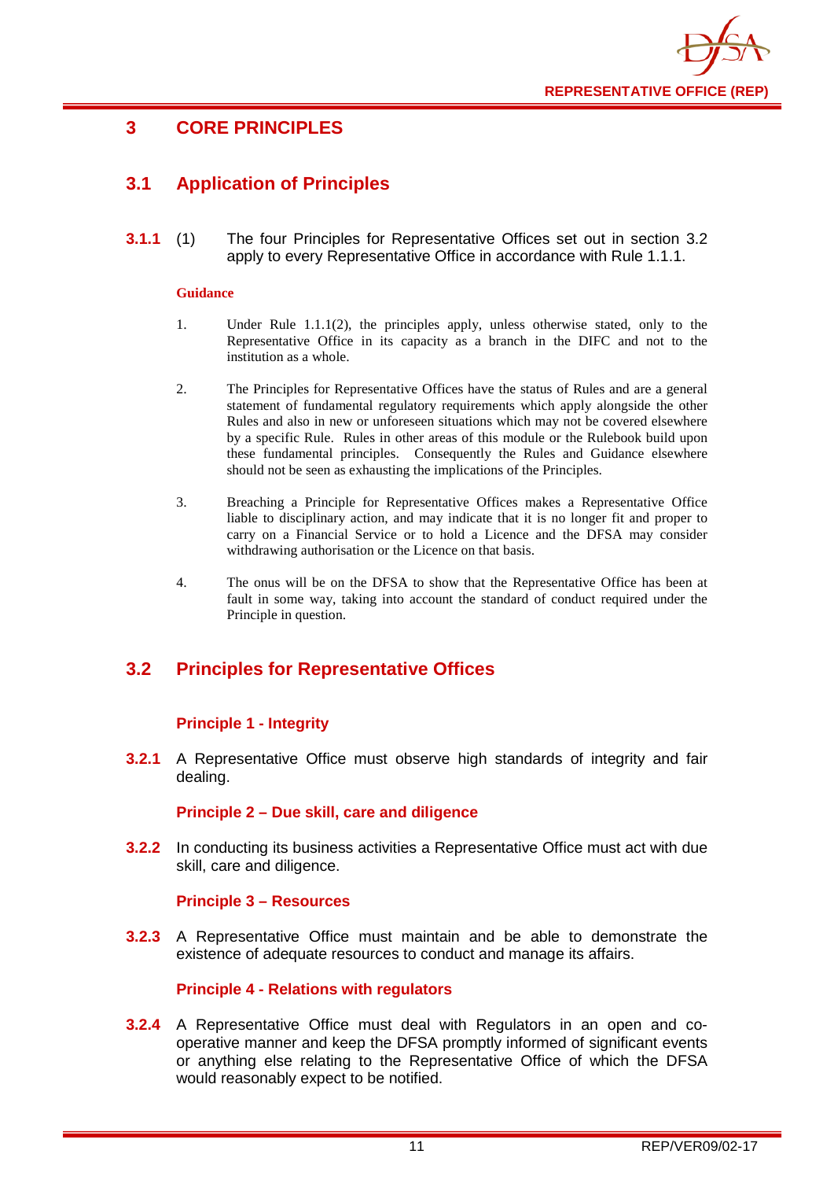# 3 CORE PRINCIPLES

## 3.1 Application of Principles

**3.1.1** (1) The four Principles for Representative Offices set out in section 3.2 apply to every Representative Office in accordance with Rule 1.1.1.

**Guidance**

1. Under Rule 1.1.1(2), the principles apply, unless otherwise stated, only to the Representative Office in its capacity as a branch in the DIFC and not to the institution as a whole.

2. The Principles for Representative Offices have the status of Rules and are a general statement of fundamental regulatory requirements which apply alongside the other Rules and also in new or unforeseen situations which may not be covered elsewhere by a specific Rule. Rules in other areas of this module or the Rulebook build upon these fundamental principles. Consequently the Rules and Guidance elsewhere should not be seen as exhausting the implications of the Principles.

3. Breaching a Principle for Representative Offices makes a Representative Office liable to disciplinary action, and may indicate that it is no longer fit and proper to carry on a Financial Service or to hold a Licence and the DFSA may consider withdrawing authorisation or the Licence on that basis.

4. The onus will be on the DFSA to show that the Representative Office has been at fault in some way, taking into account the standard of conduct required under the Principle in question.

## 3.2 Principles for Representative Offices

### Principle 1 - Integrity

**3.2.1** A Representative Office must observe high standards of integrity and fair dealing.

### Principle 2 – Due skill, care and diligence

**3.2.2** In conducting its business activities a Representative Office must act with due skill, care and diligence.

### Principle 3 – Resources

**3.2.3** A Representative Office must maintain and be able to demonstrate the existence of adequate resources to conduct and manage its affairs.

### Principle 4 - Relations with regulators

**3.2.4** A Representative Office must deal with Regulators in an open and co-operative manner and keep the DFSA promptly informed of significant events or anything else relating to the Representative Office of which the DFSA would reasonably expect to be notified.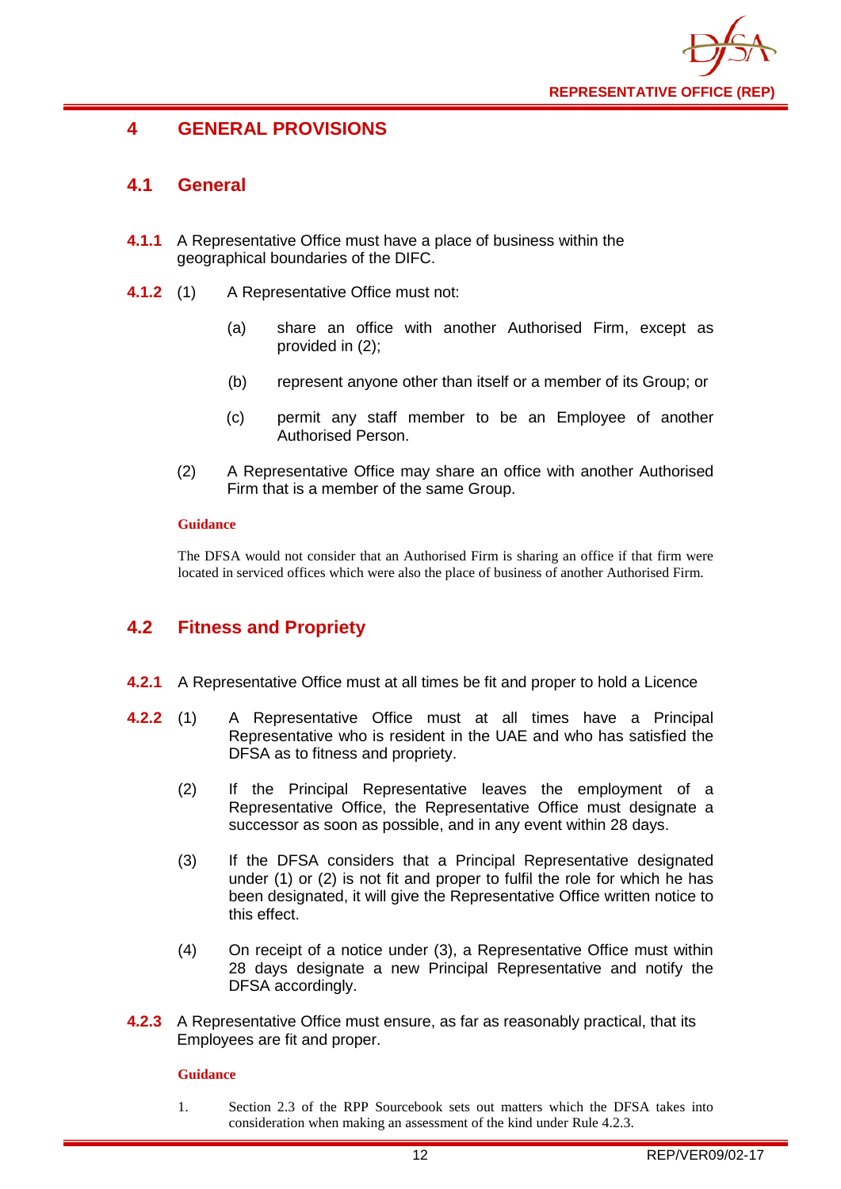# 4 GENERAL PROVISIONS

## 4.1 General

**4.1.1** A Representative Office must have a place of business within the geographical boundaries of the DIFC.

**4.1.2** (1) A Representative Office must not:

(a) share an office with another Authorised Firm, except as provided in (2);

(b) represent anyone other than itself or a member of its Group; or

(c) permit any staff member to be an Employee of another Authorised Person.

(2) A Representative Office may share an office with another Authorised Firm that is a member of the same Group.

**Guidance**

The DFSA would not consider that an Authorised Firm is sharing an office if that firm were located in serviced offices which were also the place of business of another Authorised Firm.

## 4.2 Fitness and Propriety

**4.2.1** A Representative Office must at all times be fit and proper to hold a Licence

**4.2.2** (1) A Representative Office must at all times have a Principal Representative who is resident in the UAE and who has satisfied the DFSA as to fitness and propriety.

(2) If the Principal Representative leaves the employment of a Representative Office, the Representative Office must designate a successor as soon as possible, and in any event within 28 days.

(3) If the DFSA considers that a Principal Representative designated under (1) or (2) is not fit and proper to fulfil the role for which he has been designated, it will give the Representative Office written notice to this effect.

(4) On receipt of a notice under (3), a Representative Office must within 28 days designate a new Principal Representative and notify the DFSA accordingly.

**4.2.3** A Representative Office must ensure, as far as reasonably practical, that its Employees are fit and proper.

**Guidance**

1. Section 2.3 of the RPP Sourcebook sets out matters which the DFSA takes into consideration when making an assessment of the kind under Rule 4.2.3.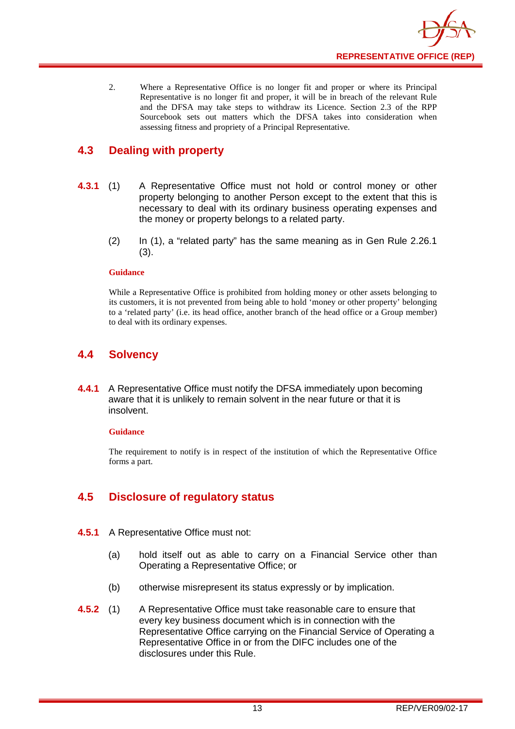2. Where a Representative Office is no longer fit and proper or where its Principal Representative is no longer fit and proper, it will be in breach of the relevant Rule and the DFSA may take steps to withdraw its Licence. Section 2.3 of the RPP Sourcebook sets out matters which the DFSA takes into consideration when assessing fitness and propriety of a Principal Representative.

## 4.3 Dealing with property

**4.3.1** (1) A Representative Office must not hold or control money or other property belonging to another Person except to the extent that this is necessary to deal with its ordinary business operating expenses and the money or property belongs to a related party.

(2) In (1), a "related party" has the same meaning as in Gen Rule 2.26.1 (3).

**Guidance**

While a Representative Office is prohibited from holding money or other assets belonging to its customers, it is not prevented from being able to hold 'money or other property' belonging to a 'related party' (i.e. its head office, another branch of the head office or a Group member) to deal with its ordinary expenses.

## 4.4 Solvency

**4.4.1** A Representative Office must notify the DFSA immediately upon becoming aware that it is unlikely to remain solvent in the near future or that it is insolvent.

**Guidance**

The requirement to notify is in respect of the institution of which the Representative Office forms a part.

## 4.5 Disclosure of regulatory status

**4.5.1** A Representative Office must not:

(a) hold itself out as able to carry on a Financial Service other than Operating a Representative Office; or

(b) otherwise misrepresent its status expressly or by implication.

**4.5.2** (1) A Representative Office must take reasonable care to ensure that every key business document which is in connection with the Representative Office carrying on the Financial Service of Operating a Representative Office in or from the DIFC includes one of the disclosures under this Rule.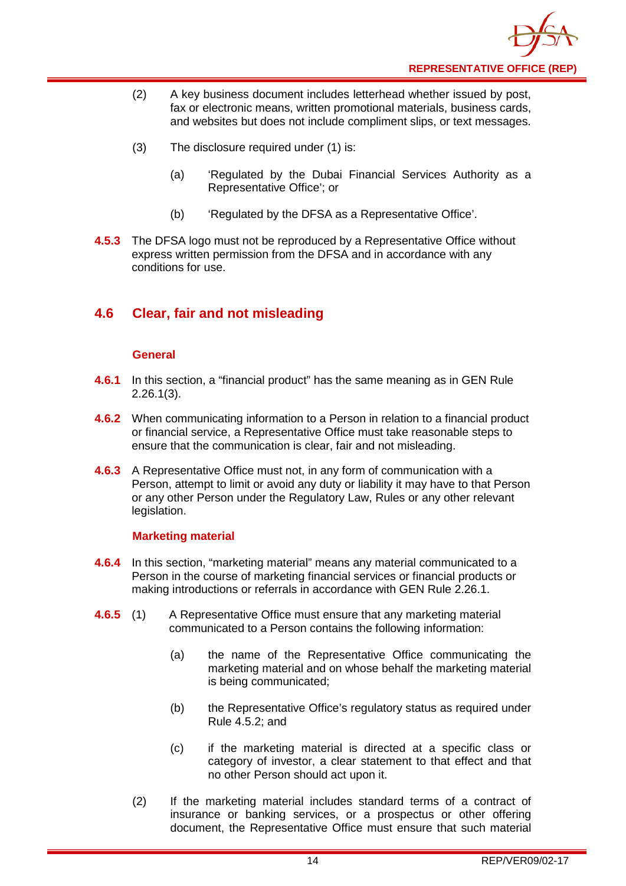(2) A key business document includes letterhead whether issued by post, fax or electronic means, written promotional materials, business cards, and websites but does not include compliment slips, or text messages.

(3) The disclosure required under (1) is:

(a) 'Regulated by the Dubai Financial Services Authority as a Representative Office'; or

(b) 'Regulated by the DFSA as a Representative Office'.

**4.5.3** The DFSA logo must not be reproduced by a Representative Office without express written permission from the DFSA and in accordance with any conditions for use.

## 4.6 Clear, fair and not misleading

### General

**4.6.1** In this section, a "financial product" has the same meaning as in GEN Rule 2.26.1(3).

**4.6.2** When communicating information to a Person in relation to a financial product or financial service, a Representative Office must take reasonable steps to ensure that the communication is clear, fair and not misleading.

**4.6.3** A Representative Office must not, in any form of communication with a Person, attempt to limit or avoid any duty or liability it may have to that Person or any other Person under the Regulatory Law, Rules or any other relevant legislation.

### Marketing material

**4.6.4** In this section, "marketing material" means any material communicated to a Person in the course of marketing financial services or financial products or making introductions or referrals in accordance with GEN Rule 2.26.1.

**4.6.5** (1) A Representative Office must ensure that any marketing material communicated to a Person contains the following information:

(a) the name of the Representative Office communicating the marketing material and on whose behalf the marketing material is being communicated;

(b) the Representative Office's regulatory status as required under Rule 4.5.2; and

(c) if the marketing material is directed at a specific class or category of investor, a clear statement to that effect and that no other Person should act upon it.

(2) If the marketing material includes standard terms of a contract of insurance or banking services, or a prospectus or other offering document, the Representative Office must ensure that such material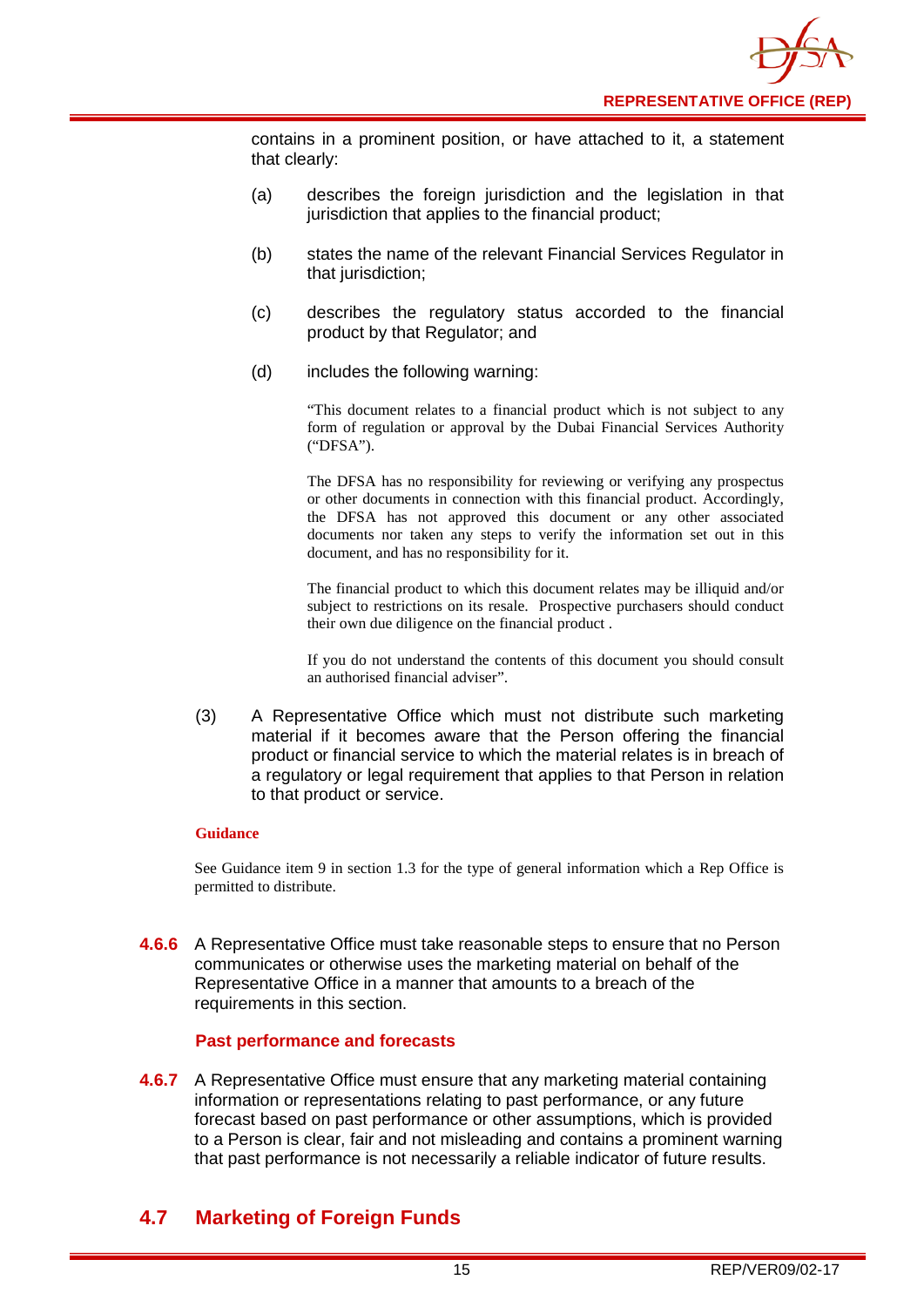contains in a prominent position, or have attached to it, a statement that clearly:

(a) describes the foreign jurisdiction and the legislation in that jurisdiction that applies to the financial product;

(b) states the name of the relevant Financial Services Regulator in that jurisdiction;

(c) describes the regulatory status accorded to the financial product by that Regulator; and

(d) includes the following warning:

> "This document relates to a financial product which is not subject to any form of regulation or approval by the Dubai Financial Services Authority ("DFSA").
>
> The DFSA has no responsibility for reviewing or verifying any prospectus or other documents in connection with this financial product. Accordingly, the DFSA has not approved this document or any other associated documents nor taken any steps to verify the information set out in this document, and has no responsibility for it.
>
> The financial product to which this document relates may be illiquid and/or subject to restrictions on its resale. Prospective purchasers should conduct their own due diligence on the financial product .
>
> If you do not understand the contents of this document you should consult an authorised financial adviser".

(3) A Representative Office which must not distribute such marketing material if it becomes aware that the Person offering the financial product or financial service to which the material relates is in breach of a regulatory or legal requirement that applies to that Person in relation to that product or service.

**Guidance**

See Guidance item 9 in section 1.3 for the type of general information which a Rep Office is permitted to distribute.

**4.6.6** A Representative Office must take reasonable steps to ensure that no Person communicates or otherwise uses the marketing material on behalf of the Representative Office in a manner that amounts to a breach of the requirements in this section.

### Past performance and forecasts

**4.6.7** A Representative Office must ensure that any marketing material containing information or representations relating to past performance, or any future forecast based on past performance or other assumptions, which is provided to a Person is clear, fair and not misleading and contains a prominent warning that past performance is not necessarily a reliable indicator of future results.

## 4.7 Marketing of Foreign Funds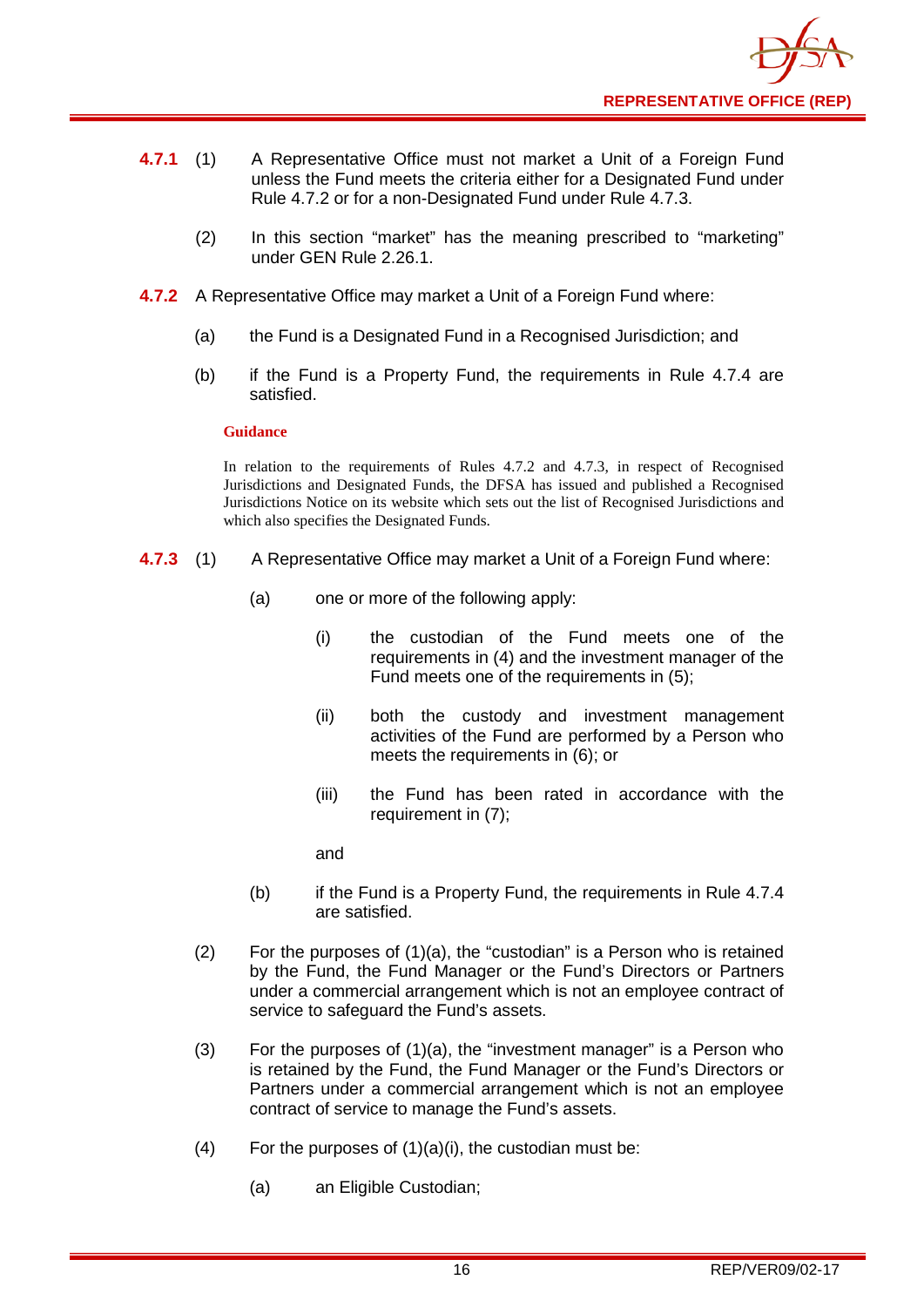**4.7.1** (1) A Representative Office must not market a Unit of a Foreign Fund unless the Fund meets the criteria either for a Designated Fund under Rule 4.7.2 or for a non-Designated Fund under Rule 4.7.3.

(2) In this section "market" has the meaning prescribed to "marketing" under GEN Rule 2.26.1.

**4.7.2** A Representative Office may market a Unit of a Foreign Fund where:

(a) the Fund is a Designated Fund in a Recognised Jurisdiction; and

(b) if the Fund is a Property Fund, the requirements in Rule 4.7.4 are satisfied.

**Guidance**

In relation to the requirements of Rules 4.7.2 and 4.7.3, in respect of Recognised Jurisdictions and Designated Funds, the DFSA has issued and published a Recognised Jurisdictions Notice on its website which sets out the list of Recognised Jurisdictions and which also specifies the Designated Funds.

**4.7.3** (1) A Representative Office may market a Unit of a Foreign Fund where:

(a) one or more of the following apply:

(i) the custodian of the Fund meets one of the requirements in (4) and the investment manager of the Fund meets one of the requirements in (5);

(ii) both the custody and investment management activities of the Fund are performed by a Person who meets the requirements in (6); or

(iii) the Fund has been rated in accordance with the requirement in (7);

and

(b) if the Fund is a Property Fund, the requirements in Rule 4.7.4 are satisfied.

(2) For the purposes of (1)(a), the "custodian" is a Person who is retained by the Fund, the Fund Manager or the Fund's Directors or Partners under a commercial arrangement which is not an employee contract of service to safeguard the Fund's assets.

(3) For the purposes of (1)(a), the "investment manager" is a Person who is retained by the Fund, the Fund Manager or the Fund's Directors or Partners under a commercial arrangement which is not an employee contract of service to manage the Fund's assets.

(4) For the purposes of (1)(a)(i), the custodian must be:

(a) an Eligible Custodian;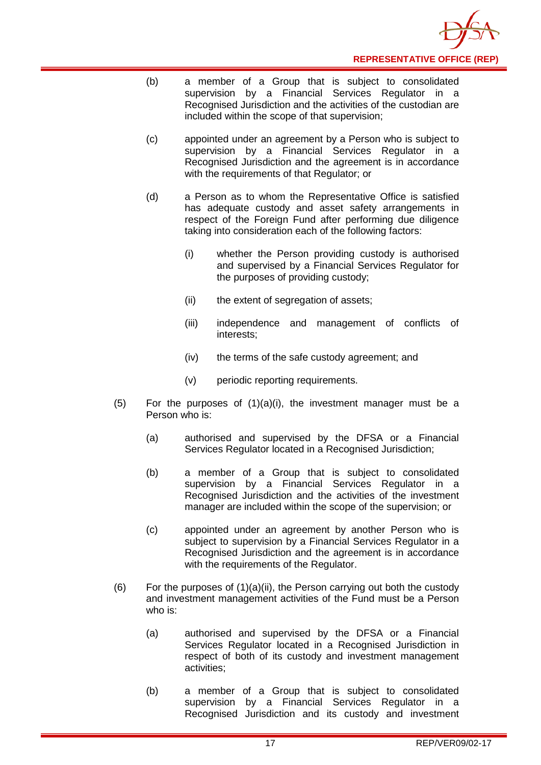(b) a member of a Group that is subject to consolidated supervision by a Financial Services Regulator in a Recognised Jurisdiction and the activities of the custodian are included within the scope of that supervision;

(c) appointed under an agreement by a Person who is subject to supervision by a Financial Services Regulator in a Recognised Jurisdiction and the agreement is in accordance with the requirements of that Regulator; or

(d) a Person as to whom the Representative Office is satisfied has adequate custody and asset safety arrangements in respect of the Foreign Fund after performing due diligence taking into consideration each of the following factors:

 (i) whether the Person providing custody is authorised and supervised by a Financial Services Regulator for the purposes of providing custody;

 (ii) the extent of segregation of assets;

 (iii) independence and management of conflicts of interests;

 (iv) the terms of the safe custody agreement; and

 (v) periodic reporting requirements.

(5) For the purposes of (1)(a)(i), the investment manager must be a Person who is:

(a) authorised and supervised by the DFSA or a Financial Services Regulator located in a Recognised Jurisdiction;

(b) a member of a Group that is subject to consolidated supervision by a Financial Services Regulator in a Recognised Jurisdiction and the activities of the investment manager are included within the scope of the supervision; or

(c) appointed under an agreement by another Person who is subject to supervision by a Financial Services Regulator in a Recognised Jurisdiction and the agreement is in accordance with the requirements of the Regulator.

(6) For the purposes of (1)(a)(ii), the Person carrying out both the custody and investment management activities of the Fund must be a Person who is:

(a) authorised and supervised by the DFSA or a Financial Services Regulator located in a Recognised Jurisdiction in respect of both of its custody and investment management activities;

(b) a member of a Group that is subject to consolidated supervision by a Financial Services Regulator in a Recognised Jurisdiction and its custody and investment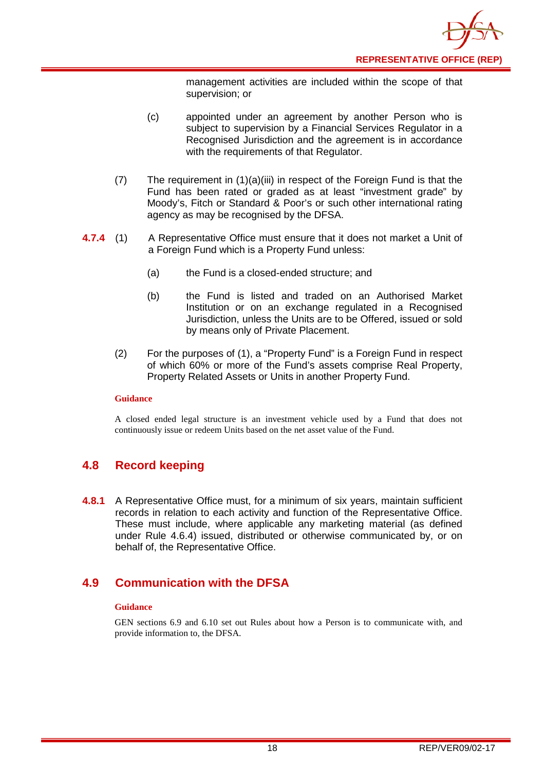management activities are included within the scope of that supervision; or

(c) appointed under an agreement by another Person who is subject to supervision by a Financial Services Regulator in a Recognised Jurisdiction and the agreement is in accordance with the requirements of that Regulator.

(7) The requirement in (1)(a)(iii) in respect of the Foreign Fund is that the Fund has been rated or graded as at least "investment grade" by Moody's, Fitch or Standard & Poor's or such other international rating agency as may be recognised by the DFSA.

**4.7.4** (1) A Representative Office must ensure that it does not market a Unit of a Foreign Fund which is a Property Fund unless:

(a) the Fund is a closed-ended structure; and

(b) the Fund is listed and traded on an Authorised Market Institution or on an exchange regulated in a Recognised Jurisdiction, unless the Units are to be Offered, issued or sold by means only of Private Placement.

(2) For the purposes of (1), a "Property Fund" is a Foreign Fund in respect of which 60% or more of the Fund's assets comprise Real Property, Property Related Assets or Units in another Property Fund.

**Guidance**

A closed ended legal structure is an investment vehicle used by a Fund that does not continuously issue or redeem Units based on the net asset value of the Fund.

## 4.8 Record keeping

**4.8.1** A Representative Office must, for a minimum of six years, maintain sufficient records in relation to each activity and function of the Representative Office. These must include, where applicable any marketing material (as defined under Rule 4.6.4) issued, distributed or otherwise communicated by, or on behalf of, the Representative Office.

## 4.9 Communication with the DFSA

**Guidance**

GEN sections 6.9 and 6.10 set out Rules about how a Person is to communicate with, and provide information to, the DFSA.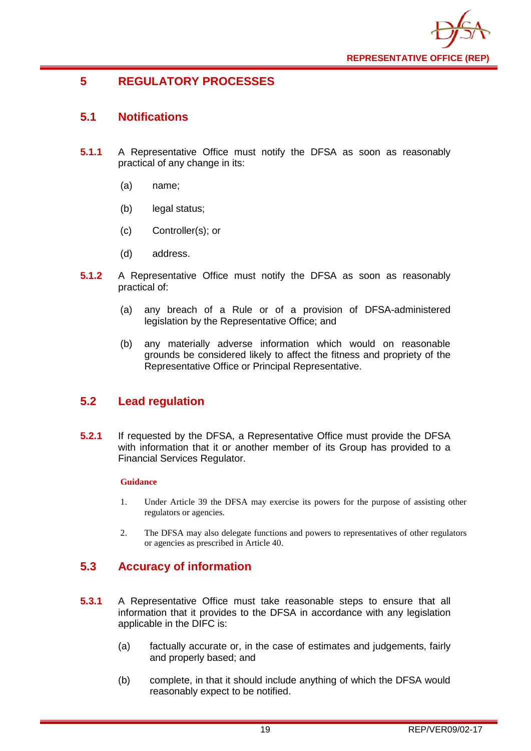# 5 REGULATORY PROCESSES

## 5.1 Notifications

**5.1.1** A Representative Office must notify the DFSA as soon as reasonably practical of any change in its:

(a) name;

(b) legal status;

(c) Controller(s); or

(d) address.

**5.1.2** A Representative Office must notify the DFSA as soon as reasonably practical of:

(a) any breach of a Rule or of a provision of DFSA-administered legislation by the Representative Office; and

(b) any materially adverse information which would on reasonable grounds be considered likely to affect the fitness and propriety of the Representative Office or Principal Representative.

## 5.2 Lead regulation

**5.2.1** If requested by the DFSA, a Representative Office must provide the DFSA with information that it or another member of its Group has provided to a Financial Services Regulator.

**Guidance**

1. Under Article 39 the DFSA may exercise its powers for the purpose of assisting other regulators or agencies.

2. The DFSA may also delegate functions and powers to representatives of other regulators or agencies as prescribed in Article 40.

## 5.3 Accuracy of information

**5.3.1** A Representative Office must take reasonable steps to ensure that all information that it provides to the DFSA in accordance with any legislation applicable in the DIFC is:

(a) factually accurate or, in the case of estimates and judgements, fairly and properly based; and

(b) complete, in that it should include anything of which the DFSA would reasonably expect to be notified.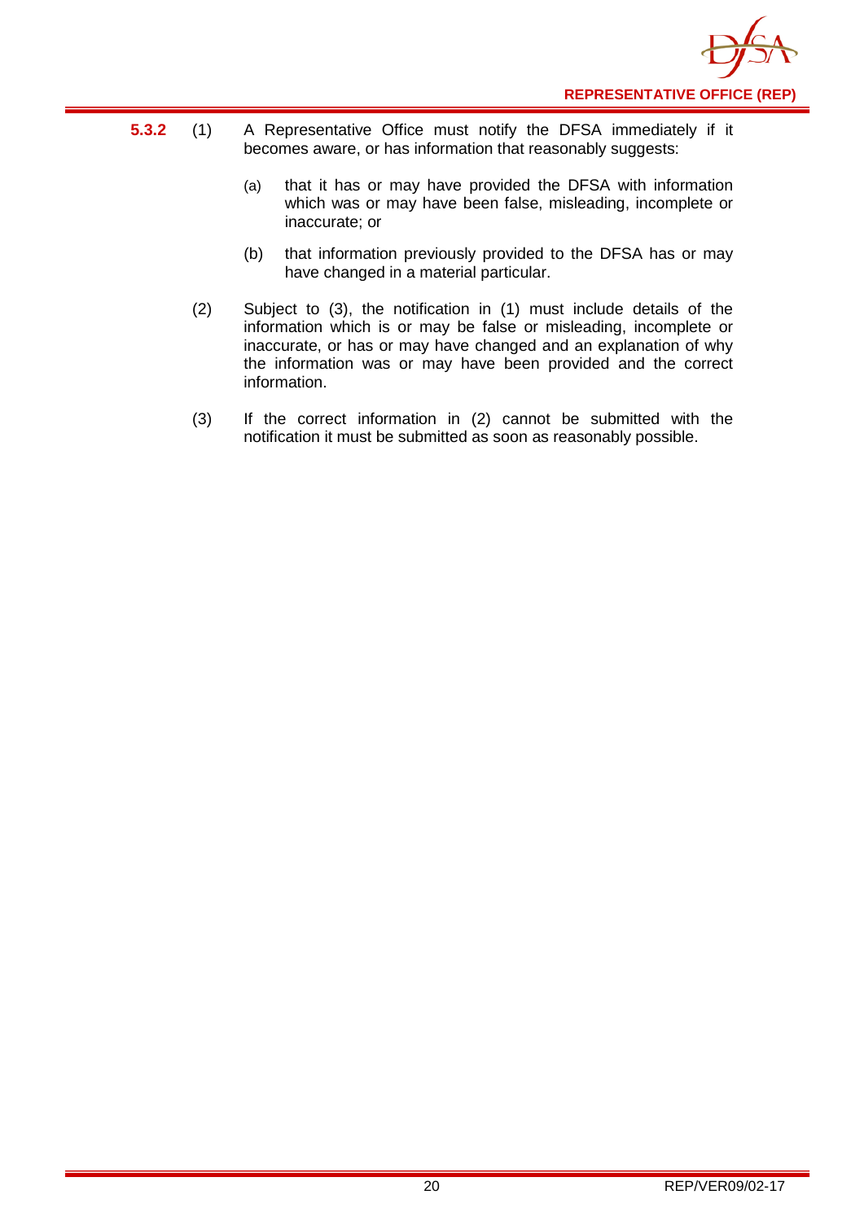**5.3.2** (1) A Representative Office must notify the DFSA immediately if it becomes aware, or has information that reasonably suggests:

(a) that it has or may have provided the DFSA with information which was or may have been false, misleading, incomplete or inaccurate; or

(b) that information previously provided to the DFSA has or may have changed in a material particular.

(2) Subject to (3), the notification in (1) must include details of the information which is or may be false or misleading, incomplete or inaccurate, or has or may have changed and an explanation of why the information was or may have been provided and the correct information.

(3) If the correct information in (2) cannot be submitted with the notification it must be submitted as soon as reasonably possible.